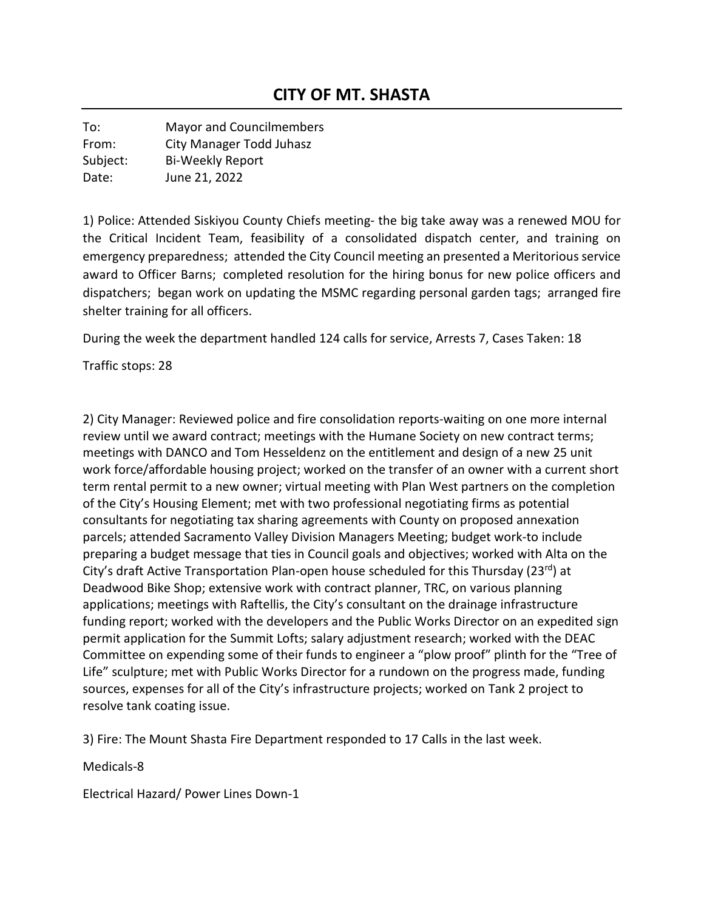# CITY OF MT. SHASTA

To: Mayor and Councilmembers
From: City Manager Todd Juhasz
Subject: Bi-Weekly Report
Date: June 21, 2022

1) Police: Attended Siskiyou County Chiefs meeting- the big take away was a renewed MOU for the Critical Incident Team, feasibility of a consolidated dispatch center, and training on emergency preparedness; attended the City Council meeting an presented a Meritorious service award to Officer Barns; completed resolution for the hiring bonus for new police officers and dispatchers; began work on updating the MSMC regarding personal garden tags; arranged fire shelter training for all officers.

During the week the department handled 124 calls for service, Arrests 7, Cases Taken: 18

Traffic stops: 28

2) City Manager: Reviewed police and fire consolidation reports-waiting on one more internal review until we award contract; meetings with the Humane Society on new contract terms; meetings with DANCO and Tom Hesseldenz on the entitlement and design of a new 25 unit work force/affordable housing project; worked on the transfer of an owner with a current short term rental permit to a new owner; virtual meeting with Plan West partners on the completion of the City's Housing Element; met with two professional negotiating firms as potential consultants for negotiating tax sharing agreements with County on proposed annexation parcels; attended Sacramento Valley Division Managers Meeting; budget work-to include preparing a budget message that ties in Council goals and objectives; worked with Alta on the City's draft Active Transportation Plan-open house scheduled for this Thursday (23rd) at Deadwood Bike Shop; extensive work with contract planner, TRC, on various planning applications; meetings with Raftellis, the City's consultant on the drainage infrastructure funding report; worked with the developers and the Public Works Director on an expedited sign permit application for the Summit Lofts; salary adjustment research; worked with the DEAC Committee on expending some of their funds to engineer a "plow proof" plinth for the "Tree of Life" sculpture; met with Public Works Director for a rundown on the progress made, funding sources, expenses for all of the City's infrastructure projects; worked on Tank 2 project to resolve tank coating issue.

3) Fire: The Mount Shasta Fire Department responded to 17 Calls in the last week.

Medicals-8

Electrical Hazard/ Power Lines Down-1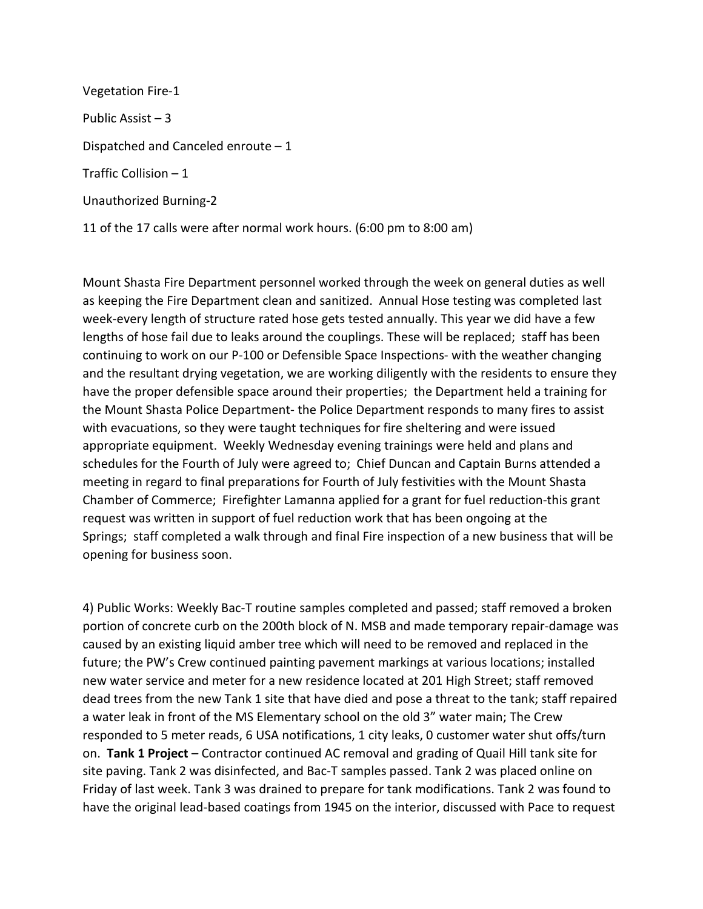Vegetation Fire-1

Public Assist – 3

Dispatched and Canceled enroute – 1

Traffic Collision – 1

Unauthorized Burning-2

11 of the 17 calls were after normal work hours. (6:00 pm to 8:00 am)

Mount Shasta Fire Department personnel worked through the week on general duties as well as keeping the Fire Department clean and sanitized. Annual Hose testing was completed last week-every length of structure rated hose gets tested annually. This year we did have a few lengths of hose fail due to leaks around the couplings. These will be replaced; staff has been continuing to work on our P-100 or Defensible Space Inspections- with the weather changing and the resultant drying vegetation, we are working diligently with the residents to ensure they have the proper defensible space around their properties; the Department held a training for the Mount Shasta Police Department- the Police Department responds to many fires to assist with evacuations, so they were taught techniques for fire sheltering and were issued appropriate equipment. Weekly Wednesday evening trainings were held and plans and schedules for the Fourth of July were agreed to; Chief Duncan and Captain Burns attended a meeting in regard to final preparations for Fourth of July festivities with the Mount Shasta Chamber of Commerce; Firefighter Lamanna applied for a grant for fuel reduction-this grant request was written in support of fuel reduction work that has been ongoing at the Springs; staff completed a walk through and final Fire inspection of a new business that will be opening for business soon.

4) Public Works: Weekly Bac-T routine samples completed and passed; staff removed a broken portion of concrete curb on the 200th block of N. MSB and made temporary repair-damage was caused by an existing liquid amber tree which will need to be removed and replaced in the future; the PW's Crew continued painting pavement markings at various locations; installed new water service and meter for a new residence located at 201 High Street; staff removed dead trees from the new Tank 1 site that have died and pose a threat to the tank; staff repaired a water leak in front of the MS Elementary school on the old 3" water main; The Crew responded to 5 meter reads, 6 USA notifications, 1 city leaks, 0 customer water shut offs/turn on. **Tank 1 Project** – Contractor continued AC removal and grading of Quail Hill tank site for site paving. Tank 2 was disinfected, and Bac-T samples passed. Tank 2 was placed online on Friday of last week. Tank 3 was drained to prepare for tank modifications. Tank 2 was found to have the original lead-based coatings from 1945 on the interior, discussed with Pace to request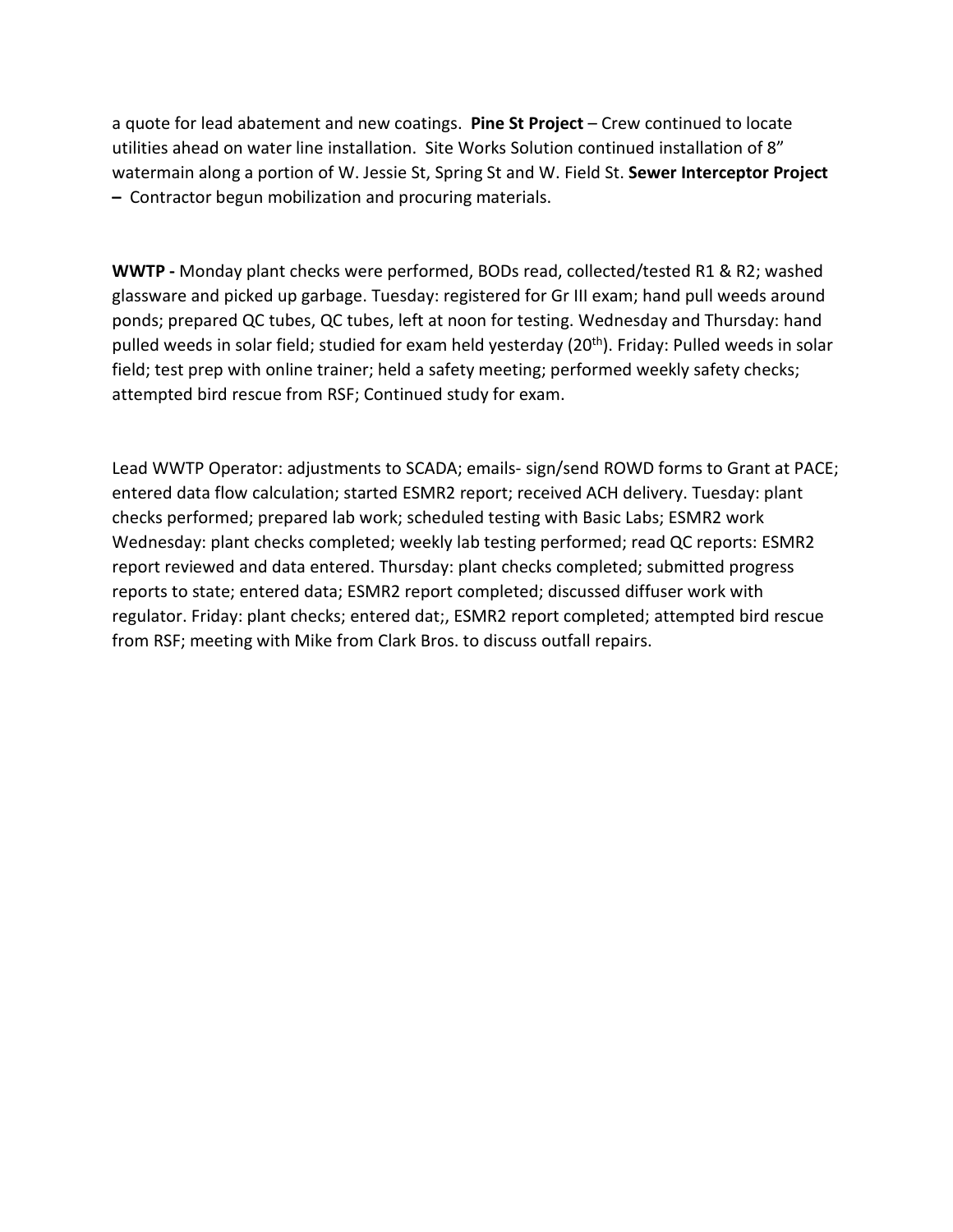a quote for lead abatement and new coatings. **Pine St Project** – Crew continued to locate utilities ahead on water line installation. Site Works Solution continued installation of 8” watermain along a portion of W. Jessie St, Spring St and W. Field St. **Sewer Interceptor Project –** Contractor begun mobilization and procuring materials.

**WWTP -** Monday plant checks were performed, BODs read, collected/tested R1 & R2; washed glassware and picked up garbage. Tuesday: registered for Gr III exam; hand pull weeds around ponds; prepared QC tubes, QC tubes, left at noon for testing. Wednesday and Thursday: hand pulled weeds in solar field; studied for exam held yesterday (20th). Friday: Pulled weeds in solar field; test prep with online trainer; held a safety meeting; performed weekly safety checks; attempted bird rescue from RSF; Continued study for exam.

Lead WWTP Operator: adjustments to SCADA; emails- sign/send ROWD forms to Grant at PACE; entered data flow calculation; started ESMR2 report; received ACH delivery. Tuesday: plant checks performed; prepared lab work; scheduled testing with Basic Labs; ESMR2 work Wednesday: plant checks completed; weekly lab testing performed; read QC reports: ESMR2 report reviewed and data entered. Thursday: plant checks completed; submitted progress reports to state; entered data; ESMR2 report completed; discussed diffuser work with regulator. Friday: plant checks; entered dat;, ESMR2 report completed; attempted bird rescue from RSF; meeting with Mike from Clark Bros. to discuss outfall repairs.